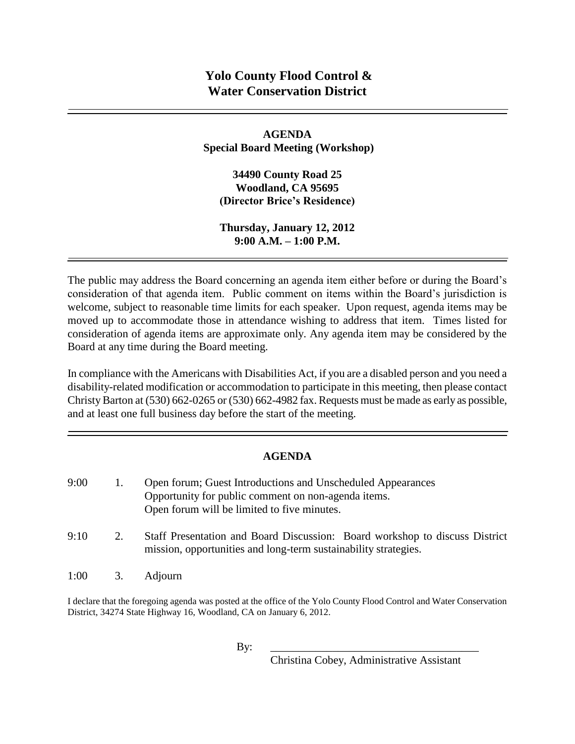# Yolo County Flood Control & Water Conservation District

## AGENDA
**Special Board Meeting (Workshop)**

**34490 County Road 25**
**Woodland, CA 95695**
**(Director Brice's Residence)**

**Thursday, January 12, 2012**
**9:00 A.M. – 1:00 P.M.**

The public may address the Board concerning an agenda item either before or during the Board's consideration of that agenda item. Public comment on items within the Board's jurisdiction is welcome, subject to reasonable time limits for each speaker. Upon request, agenda items may be moved up to accommodate those in attendance wishing to address that item. Times listed for consideration of agenda items are approximate only. Any agenda item may be considered by the Board at any time during the Board meeting.

In compliance with the Americans with Disabilities Act, if you are a disabled person and you need a disability-related modification or accommodation to participate in this meeting, then please contact Christy Barton at (530) 662-0265 or (530) 662-4982 fax. Requests must be made as early as possible, and at least one full business day before the start of the meeting.

## AGENDA

| | | |
|---|---|---|
| 9:00 | 1. | Open forum; Guest Introductions and Unscheduled Appearances<br>Opportunity for public comment on non-agenda items.<br>Open forum will be limited to five minutes. |
| 9:10 | 2. | Staff Presentation and Board Discussion: Board workshop to discuss District mission, opportunities and long-term sustainability strategies. |
| 1:00 | 3. | Adjourn |

I declare that the foregoing agenda was posted at the office of the Yolo County Flood Control and Water Conservation District, 34274 State Highway 16, Woodland, CA on January 6, 2012.

By: ____________________________________
Christina Cobey, Administrative Assistant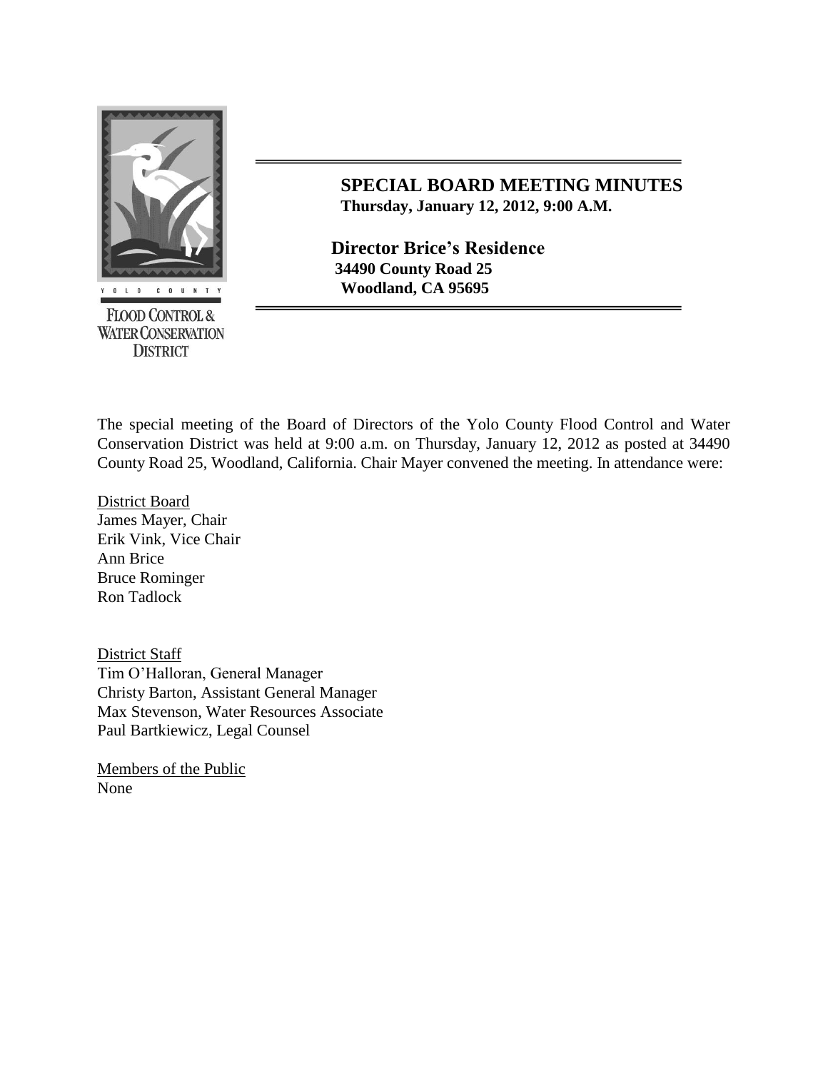# SPECIAL BOARD MEETING MINUTES

**Thursday, January 12, 2012, 9:00 A.M.**

**Director Brice's Residence**
**34490 County Road 25**
**Woodland, CA 95695**

The special meeting of the Board of Directors of the Yolo County Flood Control and Water Conservation District was held at 9:00 a.m. on Thursday, January 12, 2012 as posted at 34490 County Road 25, Woodland, California. Chair Mayer convened the meeting. In attendance were:

District Board
James Mayer, Chair
Erik Vink, Vice Chair
Ann Brice
Bruce Rominger
Ron Tadlock

District Staff
Tim O'Halloran, General Manager
Christy Barton, Assistant General Manager
Max Stevenson, Water Resources Associate
Paul Bartkiewicz, Legal Counsel

Members of the Public
None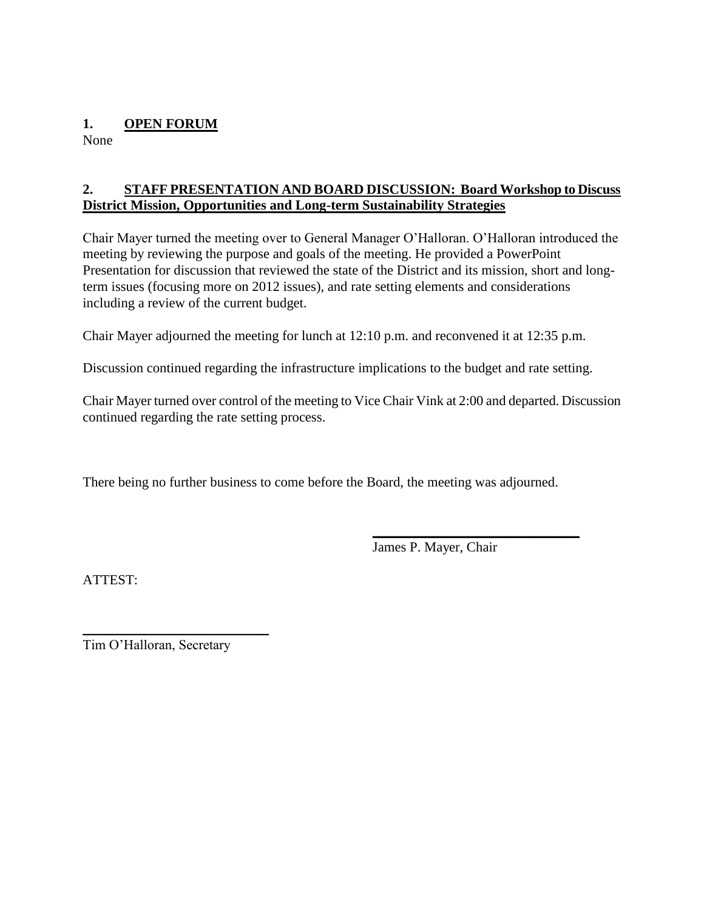## 1. OPEN FORUM

None

## 2. STAFF PRESENTATION AND BOARD DISCUSSION: Board Workshop to Discuss District Mission, Opportunities and Long-term Sustainability Strategies

Chair Mayer turned the meeting over to General Manager O'Halloran. O'Halloran introduced the meeting by reviewing the purpose and goals of the meeting. He provided a PowerPoint Presentation for discussion that reviewed the state of the District and its mission, short and long-term issues (focusing more on 2012 issues), and rate setting elements and considerations including a review of the current budget.

Chair Mayer adjourned the meeting for lunch at 12:10 p.m. and reconvened it at 12:35 p.m.

Discussion continued regarding the infrastructure implications to the budget and rate setting.

Chair Mayer turned over control of the meeting to Vice Chair Vink at 2:00 and departed. Discussion continued regarding the rate setting process.

There being no further business to come before the Board, the meeting was adjourned.

\_\_\_\_\_\_\_\_\_\_\_\_\_\_\_\_\_\_\_\_\_\_\_\_\_\_\_\_\_\_

James P. Mayer, Chair

ATTEST:

\_\_\_\_\_\_\_\_\_\_\_\_\_\_\_\_\_\_\_\_\_\_\_\_\_\_\_\_\_\_

Tim O'Halloran, Secretary